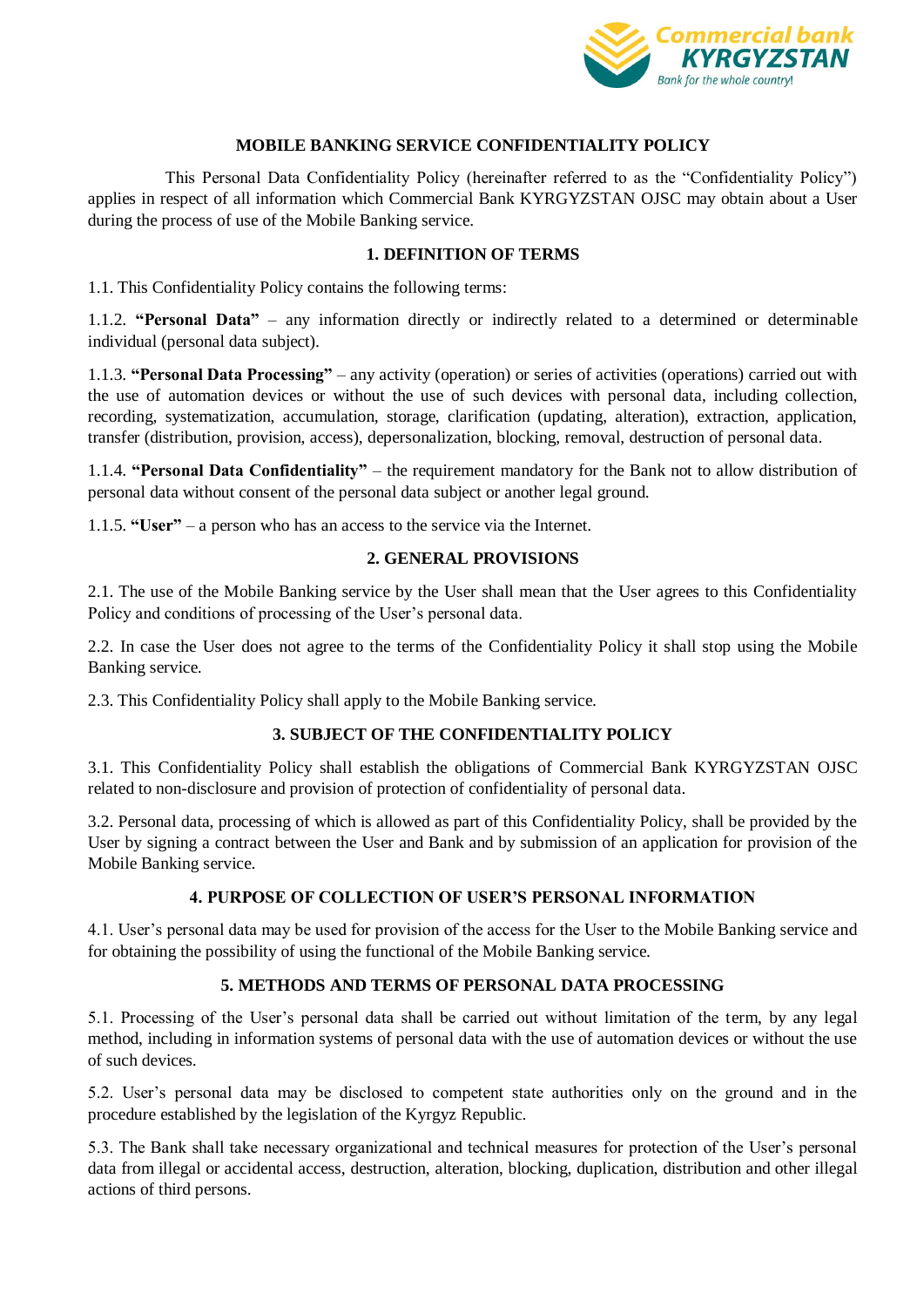# MOBILE BANKING SERVICE CONFIDENTIALITY POLICY

This Personal Data Confidentiality Policy (hereinafter referred to as the "Confidentiality Policy") applies in respect of all information which Commercial Bank KYRGYZSTAN OJSC may obtain about a User during the process of use of the Mobile Banking service.

## 1. DEFINITION OF TERMS

1.1. This Confidentiality Policy contains the following terms:

1.1.2. **"Personal Data"** – any information directly or indirectly related to a determined or determinable individual (personal data subject).

1.1.3. **"Personal Data Processing"** – any activity (operation) or series of activities (operations) carried out with the use of automation devices or without the use of such devices with personal data, including collection, recording, systematization, accumulation, storage, clarification (updating, alteration), extraction, application, transfer (distribution, provision, access), depersonalization, blocking, removal, destruction of personal data.

1.1.4. **"Personal Data Confidentiality"** – the requirement mandatory for the Bank not to allow distribution of personal data without consent of the personal data subject or another legal ground.

1.1.5. **"User"** – a person who has an access to the service via the Internet.

## 2. GENERAL PROVISIONS

2.1. The use of the Mobile Banking service by the User shall mean that the User agrees to this Confidentiality Policy and conditions of processing of the User's personal data.

2.2. In case the User does not agree to the terms of the Confidentiality Policy it shall stop using the Mobile Banking service.

2.3. This Confidentiality Policy shall apply to the Mobile Banking service.

## 3. SUBJECT OF THE CONFIDENTIALITY POLICY

3.1. This Confidentiality Policy shall establish the obligations of Commercial Bank KYRGYZSTAN OJSC related to non-disclosure and provision of protection of confidentiality of personal data.

3.2. Personal data, processing of which is allowed as part of this Confidentiality Policy, shall be provided by the User by signing a contract between the User and Bank and by submission of an application for provision of the Mobile Banking service.

## 4. PURPOSE OF COLLECTION OF USER'S PERSONAL INFORMATION

4.1. User's personal data may be used for provision of the access for the User to the Mobile Banking service and for obtaining the possibility of using the functional of the Mobile Banking service.

## 5. METHODS AND TERMS OF PERSONAL DATA PROCESSING

5.1. Processing of the User's personal data shall be carried out without limitation of the term, by any legal method, including in information systems of personal data with the use of automation devices or without the use of such devices.

5.2. User's personal data may be disclosed to competent state authorities only on the ground and in the procedure established by the legislation of the Kyrgyz Republic.

5.3. The Bank shall take necessary organizational and technical measures for protection of the User's personal data from illegal or accidental access, destruction, alteration, blocking, duplication, distribution and other illegal actions of third persons.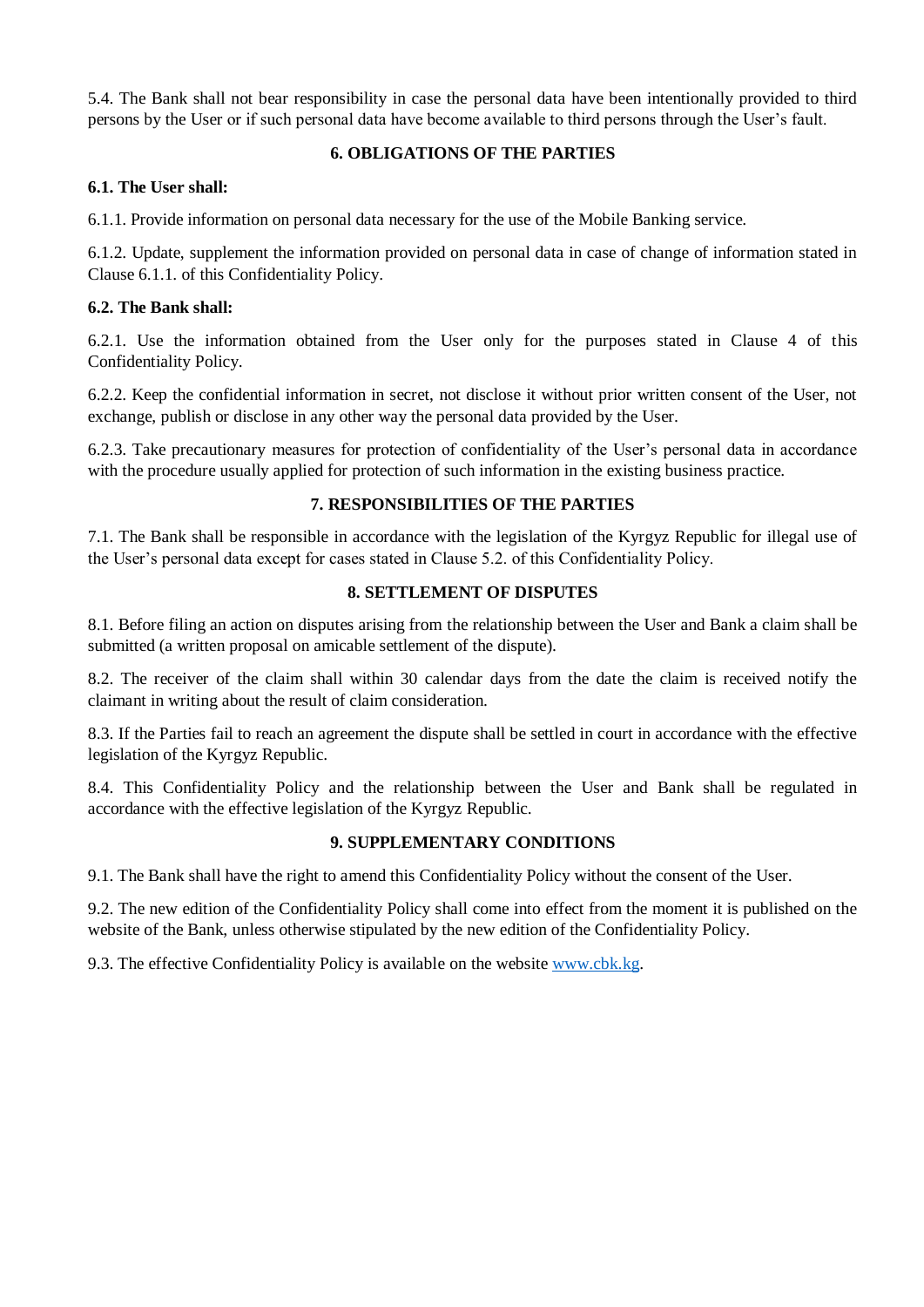5.4. The Bank shall not bear responsibility in case the personal data have been intentionally provided to third persons by the User or if such personal data have become available to third persons through the User's fault.

## 6. OBLIGATIONS OF THE PARTIES

**6.1. The User shall:**

6.1.1. Provide information on personal data necessary for the use of the Mobile Banking service.

6.1.2. Update, supplement the information provided on personal data in case of change of information stated in Clause 6.1.1. of this Confidentiality Policy.

**6.2. The Bank shall:**

6.2.1. Use the information obtained from the User only for the purposes stated in Clause 4 of this Confidentiality Policy.

6.2.2. Keep the confidential information in secret, not disclose it without prior written consent of the User, not exchange, publish or disclose in any other way the personal data provided by the User.

6.2.3. Take precautionary measures for protection of confidentiality of the User's personal data in accordance with the procedure usually applied for protection of such information in the existing business practice.

## 7. RESPONSIBILITIES OF THE PARTIES

7.1. The Bank shall be responsible in accordance with the legislation of the Kyrgyz Republic for illegal use of the User's personal data except for cases stated in Clause 5.2. of this Confidentiality Policy.

## 8. SETTLEMENT OF DISPUTES

8.1. Before filing an action on disputes arising from the relationship between the User and Bank a claim shall be submitted (a written proposal on amicable settlement of the dispute).

8.2. The receiver of the claim shall within 30 calendar days from the date the claim is received notify the claimant in writing about the result of claim consideration.

8.3. If the Parties fail to reach an agreement the dispute shall be settled in court in accordance with the effective legislation of the Kyrgyz Republic.

8.4. This Confidentiality Policy and the relationship between the User and Bank shall be regulated in accordance with the effective legislation of the Kyrgyz Republic.

## 9. SUPPLEMENTARY CONDITIONS

9.1. The Bank shall have the right to amend this Confidentiality Policy without the consent of the User.

9.2. The new edition of the Confidentiality Policy shall come into effect from the moment it is published on the website of the Bank, unless otherwise stipulated by the new edition of the Confidentiality Policy.

9.3. The effective Confidentiality Policy is available on the website [www.cbk.kg](http://www.cbk.kg).